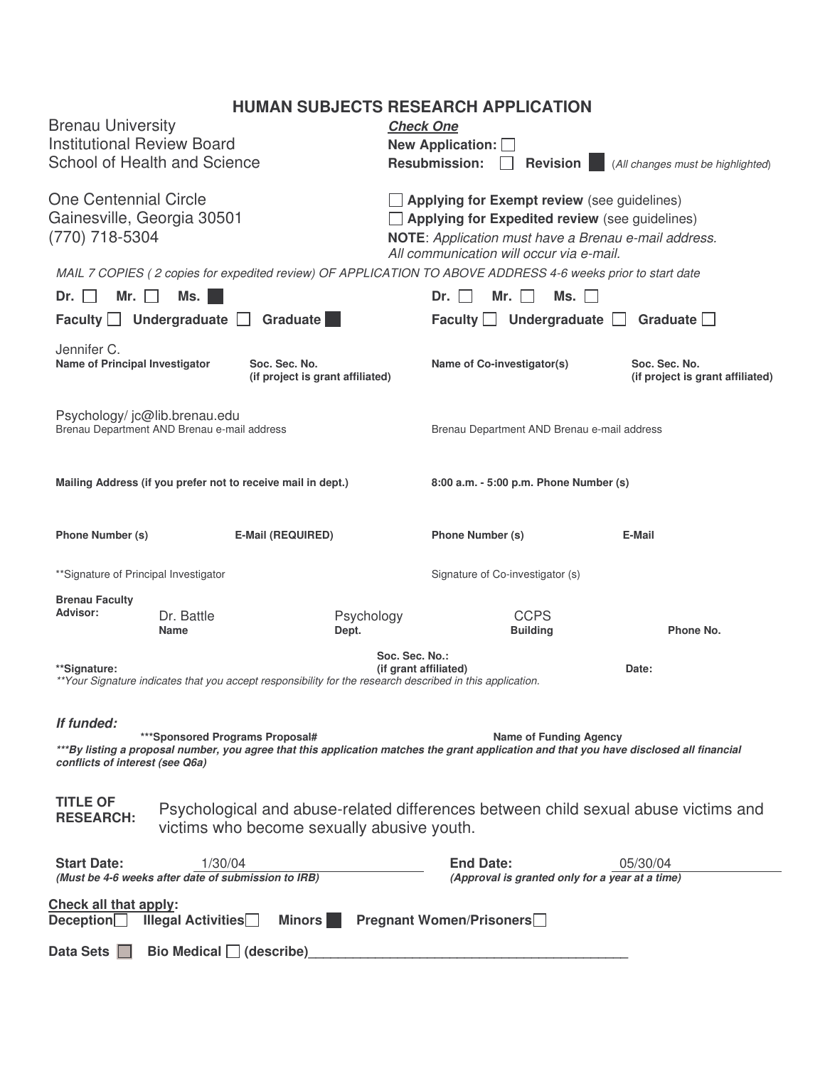# HUMAN SUBJECTS RESEARCH APPLICATION

Brenau University
Institutional Review Board
School of Health and Science

One Centennial Circle
Gainesville, Georgia 30501
(770) 718-5304

***Check One***

**New Application:** ☐
**Resubmission:** ☐ **Revision** ■ (*All changes must be highlighted*)

☐ **Applying for Exempt review** (see guidelines)
☐ **Applying for Expedited review** (see guidelines)

**NOTE**: *Application must have a Brenau e-mail address. All communication will occur via e-mail.*

*MAIL 7 COPIES ( 2 copies for expedited review) OF APPLICATION TO ABOVE ADDRESS 4-6 weeks prior to start date*

| Principal Investigator | | Co-investigator(s) | |
|---|---|---|---|
| **Dr.** ☐ **Mr.** ☐ **Ms.** ■ | | **Dr.** ☐ **Mr.** ☐ **Ms.** ☐ | |
| **Faculty** ☐ **Undergraduate** ☐ **Graduate** ■ | | **Faculty** ☐ **Undergraduate** ☐ **Graduate** ☐ | |
| Jennifer C. **Name of Principal Investigator** | **Soc. Sec. No. (if project is grant affiliated)** | **Name of Co-investigator(s)** | **Soc. Sec. No. (if project is grant affiliated)** |
| Psychology/ jc@lib.brenau.edu Brenau Department AND Brenau e-mail address | | Brenau Department AND Brenau e-mail address | |
| **Mailing Address (if you prefer not to receive mail in dept.)** | | **8:00 a.m. - 5:00 p.m. Phone Number (s)** | |
| **Phone Number (s)** | **E-Mail (REQUIRED)** | **Phone Number (s)** | **E-Mail** |
| **Signature of Principal Investigator | | Signature of Co-investigator (s) | |

**Brenau Faculty Advisor:** Dr. Battle (**Name**) Psychology (**Dept.**) CCPS (**Building**) **Phone No.**

****Signature:** **Soc. Sec. No.: (if grant affiliated)** **Date:**

*\*\*Your Signature indicates that you accept responsibility for the research described in this application.*

***If funded:***

**\*\*\*Sponsored Programs Proposal#** **Name of Funding Agency**

***\*\*\*By listing a proposal number, you agree that this application matches the grant application and that you have disclosed all financial conflicts of interest (see Q6a)***

**TITLE OF RESEARCH:** Psychological and abuse-related differences between child sexual abuse victims and victims who become sexually abusive youth.

**Start Date:** 1/30/04
***(Must be 4-6 weeks after date of submission to IRB)***

**End Date:** 05/30/04
***(Approval is granted only for a year at a time)***

**Check all that apply:**
**Deception** ☐ **Illegal Activities** ☐ **Minors** ■ **Pregnant Women/Prisoners** ☐

**Data Sets** ■ **Bio Medical** ☐ **(describe)**\_\_\_\_\_\_\_\_\_\_\_\_\_\_\_\_\_\_\_\_\_\_\_\_\_\_\_\_\_\_\_\_\_\_\_\_\_\_\_\_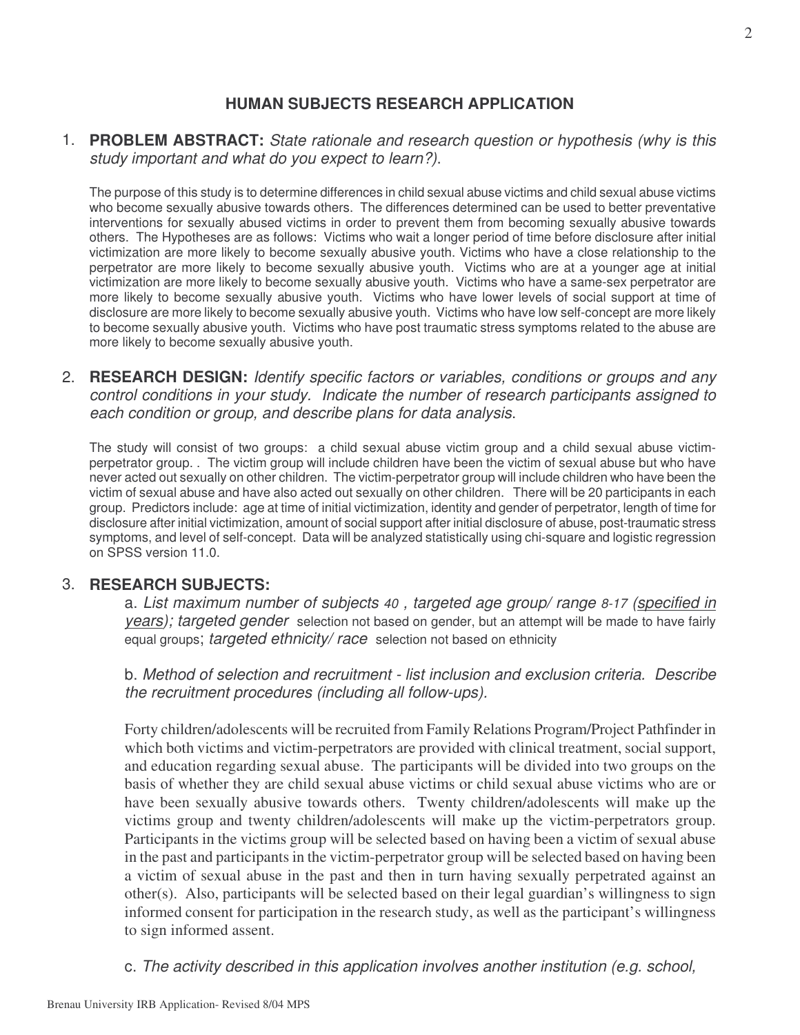## HUMAN SUBJECTS RESEARCH APPLICATION

1. **PROBLEM ABSTRACT:** *State rationale and research question or hypothesis (why is this study important and what do you expect to learn?).*

   The purpose of this study is to determine differences in child sexual abuse victims and child sexual abuse victims who become sexually abusive towards others. The differences determined can be used to better preventative interventions for sexually abused victims in order to prevent them from becoming sexually abusive towards others. The Hypotheses are as follows: Victims who wait a longer period of time before disclosure after initial victimization are more likely to become sexually abusive youth. Victims who have a close relationship to the perpetrator are more likely to become sexually abusive youth. Victims who are at a younger age at initial victimization are more likely to become sexually abusive youth. Victims who have a same-sex perpetrator are more likely to become sexually abusive youth. Victims who have lower levels of social support at time of disclosure are more likely to become sexually abusive youth. Victims who have low self-concept are more likely to become sexually abusive youth. Victims who have post traumatic stress symptoms related to the abuse are more likely to become sexually abusive youth.

2. **RESEARCH DESIGN:** *Identify specific factors or variables, conditions or groups and any control conditions in your study. Indicate the number of research participants assigned to each condition or group, and describe plans for data analysis.*

   The study will consist of two groups: a child sexual abuse victim group and a child sexual abuse victim-perpetrator group. . The victim group will include children have been the victim of sexual abuse but who have never acted out sexually on other children. The victim-perpetrator group will include children who have been the victim of sexual abuse and have also acted out sexually on other children. There will be 20 participants in each group. Predictors include: age at time of initial victimization, identity and gender of perpetrator, length of time for disclosure after initial victimization, amount of social support after initial disclosure of abuse, post-traumatic stress symptoms, and level of self-concept. Data will be analyzed statistically using chi-square and logistic regression on SPSS version 11.0.

3. **RESEARCH SUBJECTS:**

   a. *List maximum number of subjects* 40 *, targeted age group/ range* 8-17 *(<u>specified in years</u>); targeted gender* selection not based on gender, but an attempt will be made to have fairly equal groups; *targeted ethnicity/ race* selection not based on ethnicity

   b. *Method of selection and recruitment - list inclusion and exclusion criteria. Describe the recruitment procedures (including all follow-ups).*

   Forty children/adolescents will be recruited from Family Relations Program/Project Pathfinder in which both victims and victim-perpetrators are provided with clinical treatment, social support, and education regarding sexual abuse. The participants will be divided into two groups on the basis of whether they are child sexual abuse victims or child sexual abuse victims who are or have been sexually abusive towards others. Twenty children/adolescents will make up the victims group and twenty children/adolescents will make up the victim-perpetrators group. Participants in the victims group will be selected based on having been a victim of sexual abuse in the past and participants in the victim-perpetrator group will be selected based on having been a victim of sexual abuse in the past and then in turn having sexually perpetrated against an other(s). Also, participants will be selected based on their legal guardian's willingness to sign informed consent for participation in the research study, as well as the participant's willingness to sign informed assent.

   c. *The activity described in this application involves another institution (e.g. school,*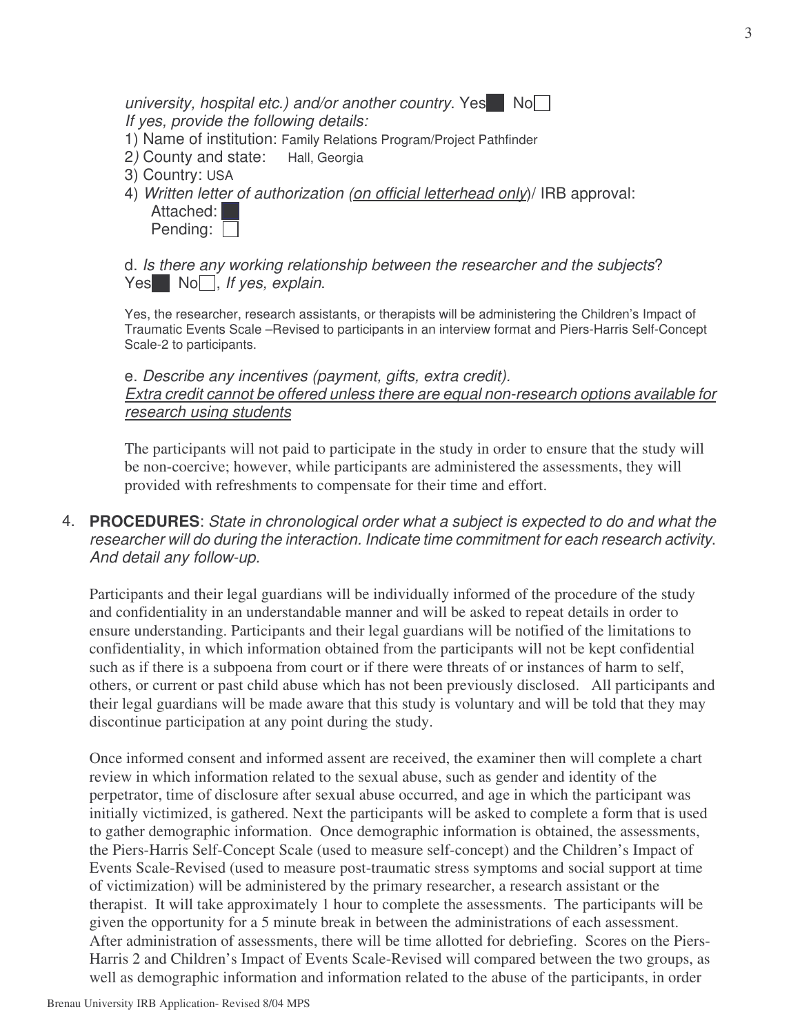*university, hospital etc.) and/or another country*. Yes■ No☐

*If yes, provide the following details:*

1) Name of institution: Family Relations Program/Project Pathfinder
2*)* County and state: Hall, Georgia
3) Country: USA
4) *Written letter of authorization (on official letterhead only)*/ IRB approval:
   Attached: ■
   Pending: ☐

d. *Is there any working relationship between the researcher and the subjects*? Yes■ No☐, *If yes, explain*.

Yes, the researcher, research assistants, or therapists will be administering the Children's Impact of Traumatic Events Scale –Revised to participants in an interview format and Piers-Harris Self-Concept Scale-2 to participants.

e. *Describe any incentives (payment, gifts, extra credit).*
*Extra credit cannot be offered unless there are equal non-research options available for research using students*

The participants will not paid to participate in the study in order to ensure that the study will be non-coercive; however, while participants are administered the assessments, they will provided with refreshments to compensate for their time and effort.

4. **PROCEDURES**: *State in chronological order what a subject is expected to do and what the researcher will do during the interaction. Indicate time commitment for each research activity. And detail any follow-up.*

Participants and their legal guardians will be individually informed of the procedure of the study and confidentiality in an understandable manner and will be asked to repeat details in order to ensure understanding. Participants and their legal guardians will be notified of the limitations to confidentiality, in which information obtained from the participants will not be kept confidential such as if there is a subpoena from court or if there were threats of or instances of harm to self, others, or current or past child abuse which has not been previously disclosed. All participants and their legal guardians will be made aware that this study is voluntary and will be told that they may discontinue participation at any point during the study.

Once informed consent and informed assent are received, the examiner then will complete a chart review in which information related to the sexual abuse, such as gender and identity of the perpetrator, time of disclosure after sexual abuse occurred, and age in which the participant was initially victimized, is gathered. Next the participants will be asked to complete a form that is used to gather demographic information. Once demographic information is obtained, the assessments, the Piers-Harris Self-Concept Scale (used to measure self-concept) and the Children's Impact of Events Scale-Revised (used to measure post-traumatic stress symptoms and social support at time of victimization) will be administered by the primary researcher, a research assistant or the therapist. It will take approximately 1 hour to complete the assessments. The participants will be given the opportunity for a 5 minute break in between the administrations of each assessment. After administration of assessments, there will be time allotted for debriefing. Scores on the Piers-Harris 2 and Children's Impact of Events Scale-Revised will compared between the two groups, as well as demographic information and information related to the abuse of the participants, in order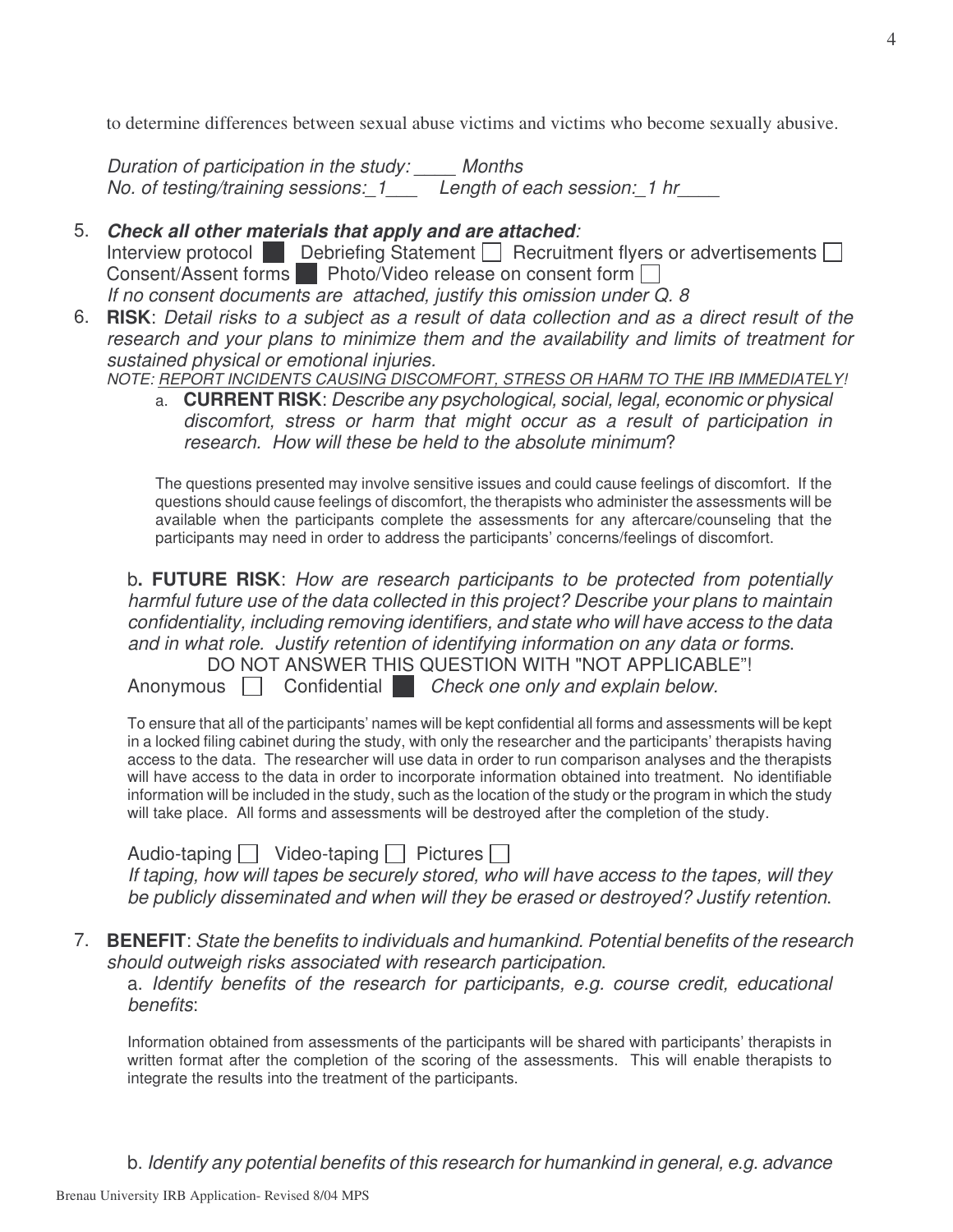to determine differences between sexual abuse victims and victims who become sexually abusive.

*Duration of participation in the study: ____ Months*
*No. of testing/training sessions:_1___ Length of each session:_1 hr____*

5. ***Check all other materials that apply and are attached*:**
   Interview protocol ■ Debriefing Statement ☐ Recruitment flyers or advertisements ☐
   Consent/Assent forms ■ Photo/Video release on consent form ☐
   *If no consent documents are attached, justify this omission under Q. 8*

6. **RISK**: *Detail risks to a subject as a result of data collection and as a direct result of the research and your plans to minimize them and the availability and limits of treatment for sustained physical or emotional injuries.*
   *NOTE: REPORT INCIDENTS CAUSING DISCOMFORT, STRESS OR HARM TO THE IRB IMMEDIATELY!*

   a. **CURRENT RISK**: *Describe any psychological, social, legal, economic or physical discomfort, stress or harm that might occur as a result of participation in research. How will these be held to the absolute minimum*?

   The questions presented may involve sensitive issues and could cause feelings of discomfort. If the questions should cause feelings of discomfort, the therapists who administer the assessments will be available when the participants complete the assessments for any aftercare/counseling that the participants may need in order to address the participants' concerns/feelings of discomfort.

   b**. FUTURE RISK**: *How are research participants to be protected from potentially harmful future use of the data collected in this project? Describe your plans to maintain confidentiality, including removing identifiers, and state who will have access to the data and in what role. Justify retention of identifying information on any data or forms*.
   DO NOT ANSWER THIS QUESTION WITH "NOT APPLICABLE"!
   Anonymous ☐ Confidential ■ *Check one only and explain below.*

   To ensure that all of the participants' names will be kept confidential all forms and assessments will be kept in a locked filing cabinet during the study, with only the researcher and the participants' therapists having access to the data. The researcher will use data in order to run comparison analyses and the therapists will have access to the data in order to incorporate information obtained into treatment. No identifiable information will be included in the study, such as the location of the study or the program in which the study will take place. All forms and assessments will be destroyed after the completion of the study.

   Audio-taping ☐ Video-taping ☐ Pictures ☐
   *If taping, how will tapes be securely stored, who will have access to the tapes, will they be publicly disseminated and when will they be erased or destroyed? Justify retention*.

7. **BENEFIT**: *State the benefits to individuals and humankind. Potential benefits of the research should outweigh risks associated with research participation*.

   a. *Identify benefits of the research for participants, e.g. course credit, educational benefits*:

   Information obtained from assessments of the participants will be shared with participants' therapists in written format after the completion of the scoring of the assessments. This will enable therapists to integrate the results into the treatment of the participants.

   b. *Identify any potential benefits of this research for humankind in general, e.g. advance*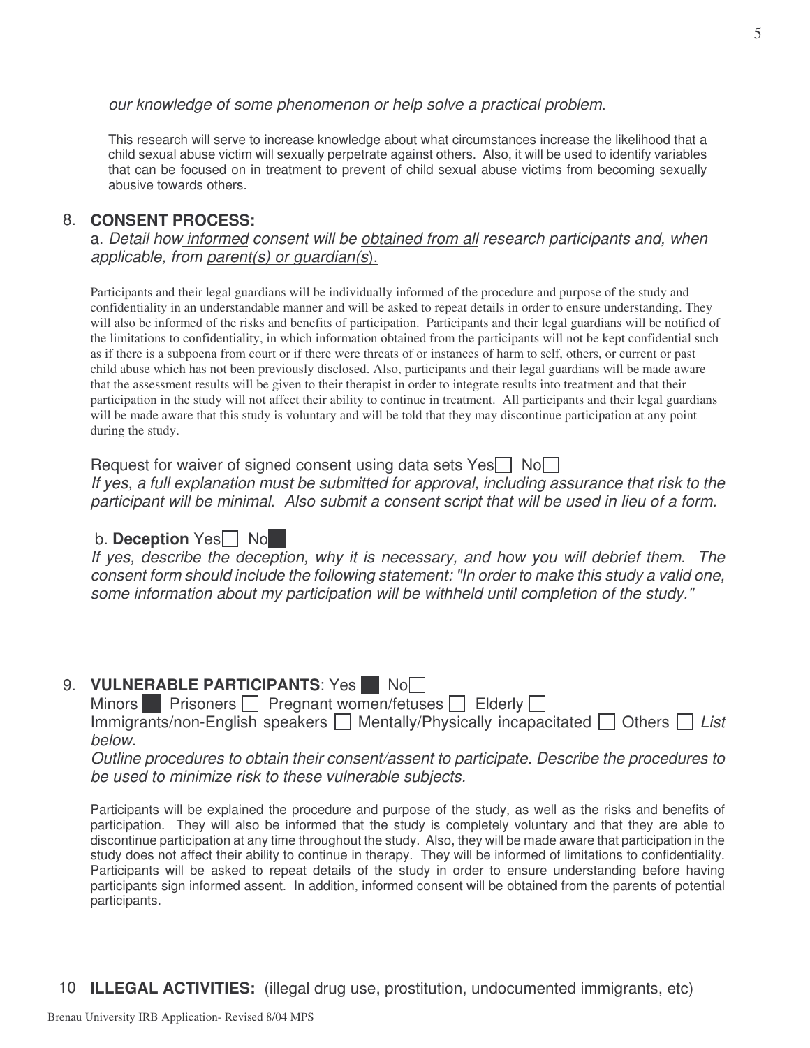*our knowledge of some phenomenon or help solve a practical problem.*

This research will serve to increase knowledge about what circumstances increase the likelihood that a child sexual abuse victim will sexually perpetrate against others. Also, it will be used to identify variables that can be focused on in treatment to prevent of child sexual abuse victims from becoming sexually abusive towards others.

8. **CONSENT PROCESS:**

a. *Detail how informed consent will be obtained from all research participants and, when applicable, from parent(s) or guardian(s).*

Participants and their legal guardians will be individually informed of the procedure and purpose of the study and confidentiality in an understandable manner and will be asked to repeat details in order to ensure understanding. They will also be informed of the risks and benefits of participation. Participants and their legal guardians will be notified of the limitations to confidentiality, in which information obtained from the participants will not be kept confidential such as if there is a subpoena from court or if there were threats of or instances of harm to self, others, or current or past child abuse which has not been previously disclosed. Also, participants and their legal guardians will be made aware that the assessment results will be given to their therapist in order to integrate results into treatment and that their participation in the study will not affect their ability to continue in treatment. All participants and their legal guardians will be made aware that this study is voluntary and will be told that they may discontinue participation at any point during the study.

Request for waiver of signed consent using data sets Yes☐ No☐

*If yes, a full explanation must be submitted for approval, including assurance that risk to the participant will be minimal. Also submit a consent script that will be used in lieu of a form.*

b. **Deception** Yes☐ No■

*If yes, describe the deception, why it is necessary, and how you will debrief them. The consent form should include the following statement: "In order to make this study a valid one, some information about my participation will be withheld until completion of the study."*

9. **VULNERABLE PARTICIPANTS**: Yes ■ No☐

Minors ■ Prisoners ☐ Pregnant women/fetuses ☐ Elderly ☐

Immigrants/non-English speakers ☐ Mentally/Physically incapacitated ☐ Others ☐ *List below.*

*Outline procedures to obtain their consent/assent to participate. Describe the procedures to be used to minimize risk to these vulnerable subjects.*

Participants will be explained the procedure and purpose of the study, as well as the risks and benefits of participation. They will also be informed that the study is completely voluntary and that they are able to discontinue participation at any time throughout the study. Also, they will be made aware that participation in the study does not affect their ability to continue in therapy. They will be informed of limitations to confidentiality. Participants will be asked to repeat details of the study in order to ensure understanding before having participants sign informed assent. In addition, informed consent will be obtained from the parents of potential participants.

10 **ILLEGAL ACTIVITIES:** (illegal drug use, prostitution, undocumented immigrants, etc)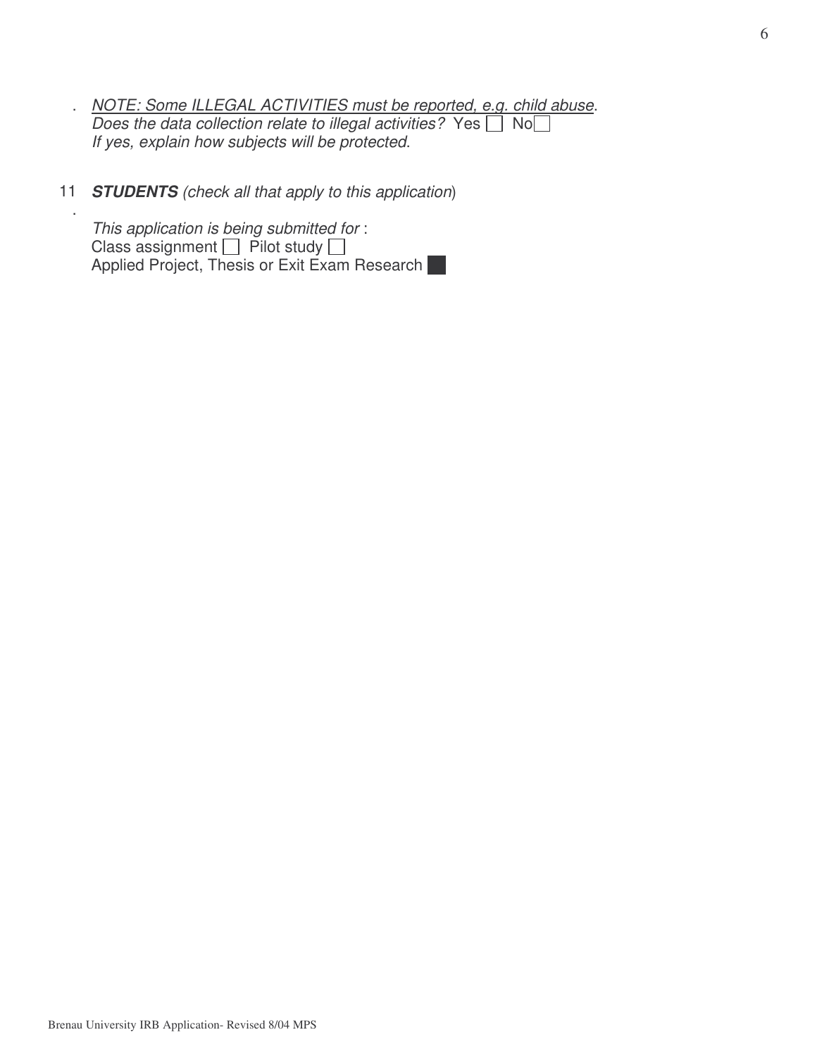. *NOTE: Some ILLEGAL ACTIVITIES must be reported, e.g. child abuse*.
*Does the data collection relate to illegal activities?* Yes ☐ No ☐
*If yes, explain how subjects will be protected*.

11. ***STUDENTS*** *(check all that apply to this application)*

*This application is being submitted for* :
Class assignment ☐ Pilot study ☐
Applied Project, Thesis or Exit Exam Research ■